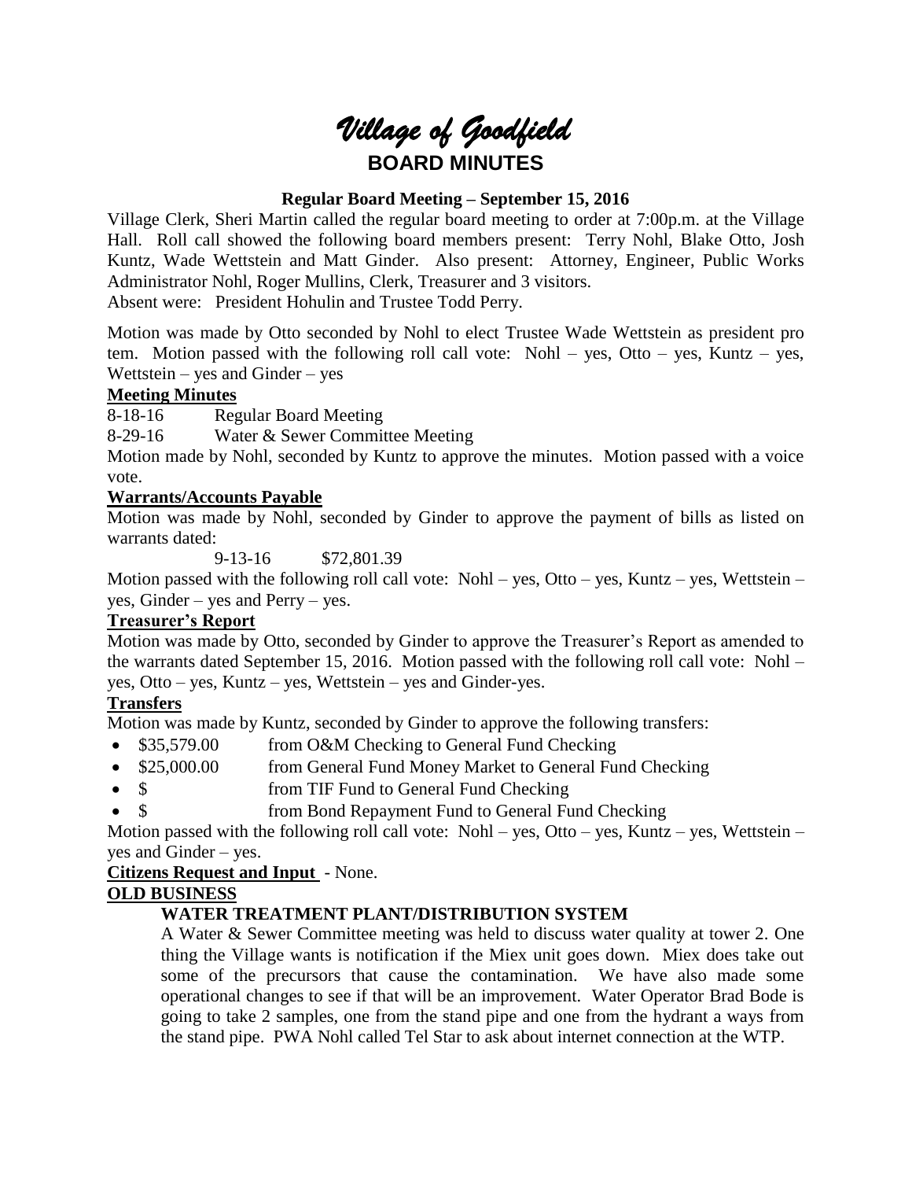# *Village of Goodfield*

## BOARD MINUTES

### Regular Board Meeting – September 15, 2016

Village Clerk, Sheri Martin called the regular board meeting to order at 7:00p.m. at the Village Hall. Roll call showed the following board members present: Terry Nohl, Blake Otto, Josh Kuntz, Wade Wettstein and Matt Ginder. Also present: Attorney, Engineer, Public Works Administrator Nohl, Roger Mullins, Clerk, Treasurer and 3 visitors.

Absent were: President Hohulin and Trustee Todd Perry.

Motion was made by Otto seconded by Nohl to elect Trustee Wade Wettstein as president pro tem. Motion passed with the following roll call vote: Nohl – yes, Otto – yes, Kuntz – yes, Wettstein – yes and Ginder – yes

**Meeting Minutes**

8-18-16 Regular Board Meeting

8-29-16 Water & Sewer Committee Meeting

Motion made by Nohl, seconded by Kuntz to approve the minutes. Motion passed with a voice vote.

**Warrants/Accounts Payable**

Motion was made by Nohl, seconded by Ginder to approve the payment of bills as listed on warrants dated:

9-13-16 $72,801.39

Motion passed with the following roll call vote: Nohl – yes, Otto – yes, Kuntz – yes, Wettstein – yes, Ginder – yes and Perry – yes.

**Treasurer's Report**

Motion was made by Otto, seconded by Ginder to approve the Treasurer's Report as amended to the warrants dated September 15, 2016. Motion passed with the following roll call vote: Nohl – yes, Otto – yes, Kuntz – yes, Wettstein – yes and Ginder-yes.

**Transfers**

Motion was made by Kuntz, seconded by Ginder to approve the following transfers:

- $35,579.00 from O&M Checking to General Fund Checking
- $25,000.00 from General Fund Money Market to General Fund Checking
- $ from TIF Fund to General Fund Checking
- $ from Bond Repayment Fund to General Fund Checking

Motion passed with the following roll call vote: Nohl – yes, Otto – yes, Kuntz – yes, Wettstein – yes and Ginder – yes.

**Citizens Request and Input** - None.

**OLD BUSINESS**

**WATER TREATMENT PLANT/DISTRIBUTION SYSTEM**

A Water & Sewer Committee meeting was held to discuss water quality at tower 2. One thing the Village wants is notification if the Miex unit goes down. Miex does take out some of the precursors that cause the contamination. We have also made some operational changes to see if that will be an improvement. Water Operator Brad Bode is going to take 2 samples, one from the stand pipe and one from the hydrant a ways from the stand pipe. PWA Nohl called Tel Star to ask about internet connection at the WTP.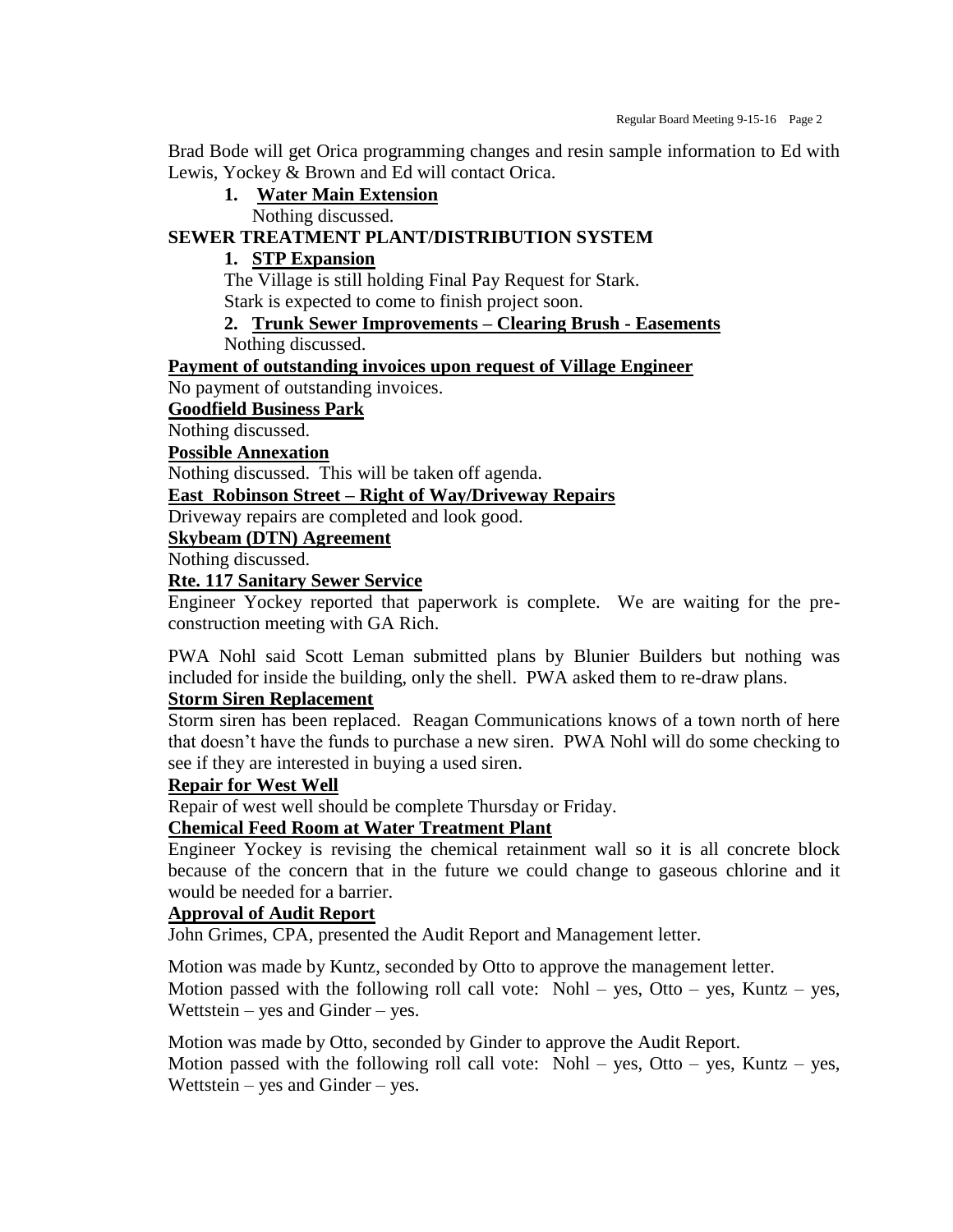Brad Bode will get Orica programming changes and resin sample information to Ed with Lewis, Yockey & Brown and Ed will contact Orica.

1. **Water Main Extension**

   Nothing discussed.

**SEWER TREATMENT PLANT/DISTRIBUTION SYSTEM**

1. **STP Expansion**

   The Village is still holding Final Pay Request for Stark.
   Stark is expected to come to finish project soon.

2. **Trunk Sewer Improvements – Clearing Brush - Easements**

   Nothing discussed.

**Payment of outstanding invoices upon request of Village Engineer**

No payment of outstanding invoices.

**Goodfield Business Park**

Nothing discussed.

**Possible Annexation**

Nothing discussed. This will be taken off agenda.

**East Robinson Street – Right of Way/Driveway Repairs**

Driveway repairs are completed and look good.

**Skybeam (DTN) Agreement**

Nothing discussed.

**Rte. 117 Sanitary Sewer Service**

Engineer Yockey reported that paperwork is complete. We are waiting for the pre-construction meeting with GA Rich.

PWA Nohl said Scott Leman submitted plans by Blunier Builders but nothing was included for inside the building, only the shell. PWA asked them to re-draw plans.

**Storm Siren Replacement**

Storm siren has been replaced. Reagan Communications knows of a town north of here that doesn't have the funds to purchase a new siren. PWA Nohl will do some checking to see if they are interested in buying a used siren.

**Repair for West Well**

Repair of west well should be complete Thursday or Friday.

**Chemical Feed Room at Water Treatment Plant**

Engineer Yockey is revising the chemical retainment wall so it is all concrete block because of the concern that in the future we could change to gaseous chlorine and it would be needed for a barrier.

**Approval of Audit Report**

John Grimes, CPA, presented the Audit Report and Management letter.

Motion was made by Kuntz, seconded by Otto to approve the management letter.
Motion passed with the following roll call vote: Nohl – yes, Otto – yes, Kuntz – yes, Wettstein – yes and Ginder – yes.

Motion was made by Otto, seconded by Ginder to approve the Audit Report.
Motion passed with the following roll call vote: Nohl – yes, Otto – yes, Kuntz – yes, Wettstein – yes and Ginder – yes.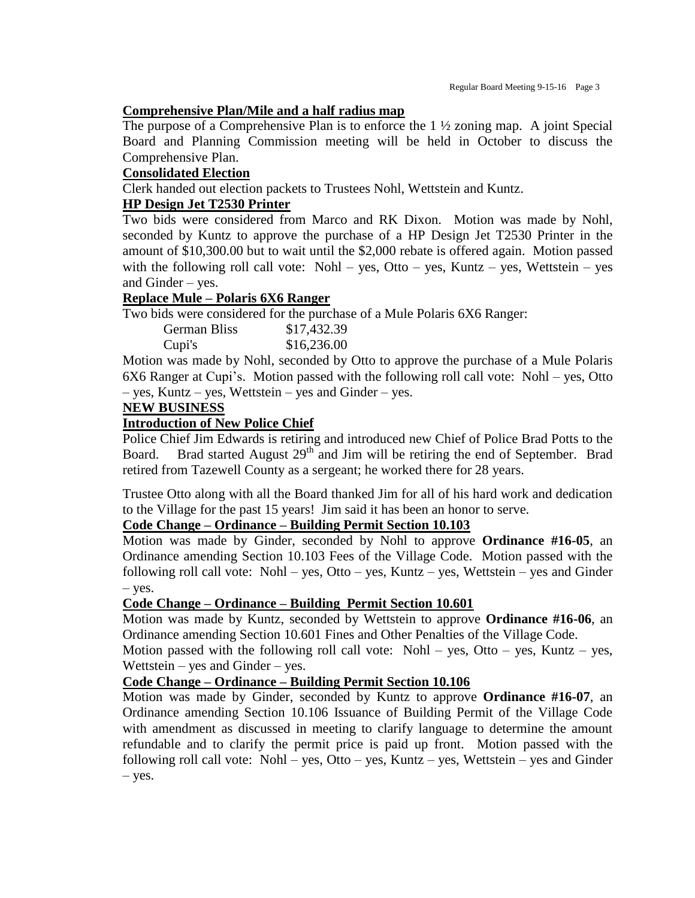**Comprehensive Plan/Mile and a half radius map**

The purpose of a Comprehensive Plan is to enforce the 1 ½ zoning map. A joint Special Board and Planning Commission meeting will be held in October to discuss the Comprehensive Plan.

**Consolidated Election**

Clerk handed out election packets to Trustees Nohl, Wettstein and Kuntz.

**HP Design Jet T2530 Printer**

Two bids were considered from Marco and RK Dixon. Motion was made by Nohl, seconded by Kuntz to approve the purchase of a HP Design Jet T2530 Printer in the amount of $10,300.00 but to wait until the $2,000 rebate is offered again. Motion passed with the following roll call vote: Nohl – yes, Otto – yes, Kuntz – yes, Wettstein – yes and Ginder – yes.

**Replace Mule – Polaris 6X6 Ranger**

Two bids were considered for the purchase of a Mule Polaris 6X6 Ranger:

| | |
|---|---|
| German Bliss | $17,432.39 |
| Cupi's | $16,236.00 |

Motion was made by Nohl, seconded by Otto to approve the purchase of a Mule Polaris 6X6 Ranger at Cupi's. Motion passed with the following roll call vote: Nohl – yes, Otto – yes, Kuntz – yes, Wettstein – yes and Ginder – yes.

**NEW BUSINESS**

**Introduction of New Police Chief**

Police Chief Jim Edwards is retiring and introduced new Chief of Police Brad Potts to the Board. Brad started August 29th and Jim will be retiring the end of September. Brad retired from Tazewell County as a sergeant; he worked there for 28 years.

Trustee Otto along with all the Board thanked Jim for all of his hard work and dedication to the Village for the past 15 years! Jim said it has been an honor to serve.

**Code Change – Ordinance – Building Permit Section 10.103**

Motion was made by Ginder, seconded by Nohl to approve **Ordinance #16-05**, an Ordinance amending Section 10.103 Fees of the Village Code. Motion passed with the following roll call vote: Nohl – yes, Otto – yes, Kuntz – yes, Wettstein – yes and Ginder – yes.

**Code Change – Ordinance – Building Permit Section 10.601**

Motion was made by Kuntz, seconded by Wettstein to approve **Ordinance #16-06**, an Ordinance amending Section 10.601 Fines and Other Penalties of the Village Code.

Motion passed with the following roll call vote: Nohl – yes, Otto – yes, Kuntz – yes, Wettstein – yes and Ginder – yes.

**Code Change – Ordinance – Building Permit Section 10.106**

Motion was made by Ginder, seconded by Kuntz to approve **Ordinance #16-07**, an Ordinance amending Section 10.106 Issuance of Building Permit of the Village Code with amendment as discussed in meeting to clarify language to determine the amount refundable and to clarify the permit price is paid up front. Motion passed with the following roll call vote: Nohl – yes, Otto – yes, Kuntz – yes, Wettstein – yes and Ginder – yes.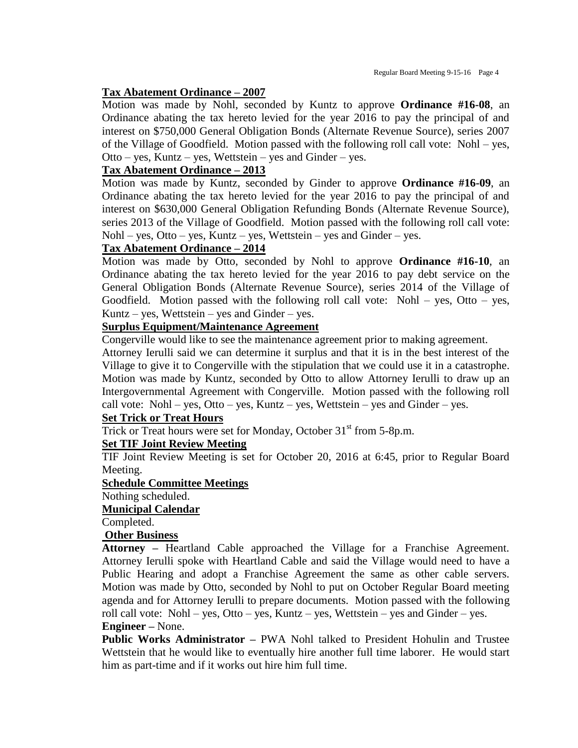**Tax Abatement Ordinance – 2007**

Motion was made by Nohl, seconded by Kuntz to approve **Ordinance #16-08**, an Ordinance abating the tax hereto levied for the year 2016 to pay the principal of and interest on $750,000 General Obligation Bonds (Alternate Revenue Source), series 2007 of the Village of Goodfield. Motion passed with the following roll call vote: Nohl – yes, Otto – yes, Kuntz – yes, Wettstein – yes and Ginder – yes.

**Tax Abatement Ordinance – 2013**

Motion was made by Kuntz, seconded by Ginder to approve **Ordinance #16-09**, an Ordinance abating the tax hereto levied for the year 2016 to pay the principal of and interest on $630,000 General Obligation Refunding Bonds (Alternate Revenue Source), series 2013 of the Village of Goodfield. Motion passed with the following roll call vote: Nohl – yes, Otto – yes, Kuntz – yes, Wettstein – yes and Ginder – yes.

**Tax Abatement Ordinance – 2014**

Motion was made by Otto, seconded by Nohl to approve **Ordinance #16-10**, an Ordinance abating the tax hereto levied for the year 2016 to pay debt service on the General Obligation Bonds (Alternate Revenue Source), series 2014 of the Village of Goodfield. Motion passed with the following roll call vote: Nohl – yes, Otto – yes, Kuntz – yes, Wettstein – yes and Ginder – yes.

**Surplus Equipment/Maintenance Agreement**

Congerville would like to see the maintenance agreement prior to making agreement.
Attorney Ierulli said we can determine it surplus and that it is in the best interest of the Village to give it to Congerville with the stipulation that we could use it in a catastrophe. Motion was made by Kuntz, seconded by Otto to allow Attorney Ierulli to draw up an Intergovernmental Agreement with Congerville. Motion passed with the following roll call vote: Nohl – yes, Otto – yes, Kuntz – yes, Wettstein – yes and Ginder – yes.

**Set Trick or Treat Hours**

Trick or Treat hours were set for Monday, October 31st from 5-8p.m.

**Set TIF Joint Review Meeting**

TIF Joint Review Meeting is set for October 20, 2016 at 6:45, prior to Regular Board Meeting.

**Schedule Committee Meetings**

Nothing scheduled.

**Municipal Calendar**

Completed.

**Other Business**

**Attorney –** Heartland Cable approached the Village for a Franchise Agreement. Attorney Ierulli spoke with Heartland Cable and said the Village would need to have a Public Hearing and adopt a Franchise Agreement the same as other cable servers. Motion was made by Otto, seconded by Nohl to put on October Regular Board meeting agenda and for Attorney Ierulli to prepare documents. Motion passed with the following roll call vote: Nohl – yes, Otto – yes, Kuntz – yes, Wettstein – yes and Ginder – yes.

**Engineer –** None.

**Public Works Administrator –** PWA Nohl talked to President Hohulin and Trustee Wettstein that he would like to eventually hire another full time laborer. He would start him as part-time and if it works out hire him full time.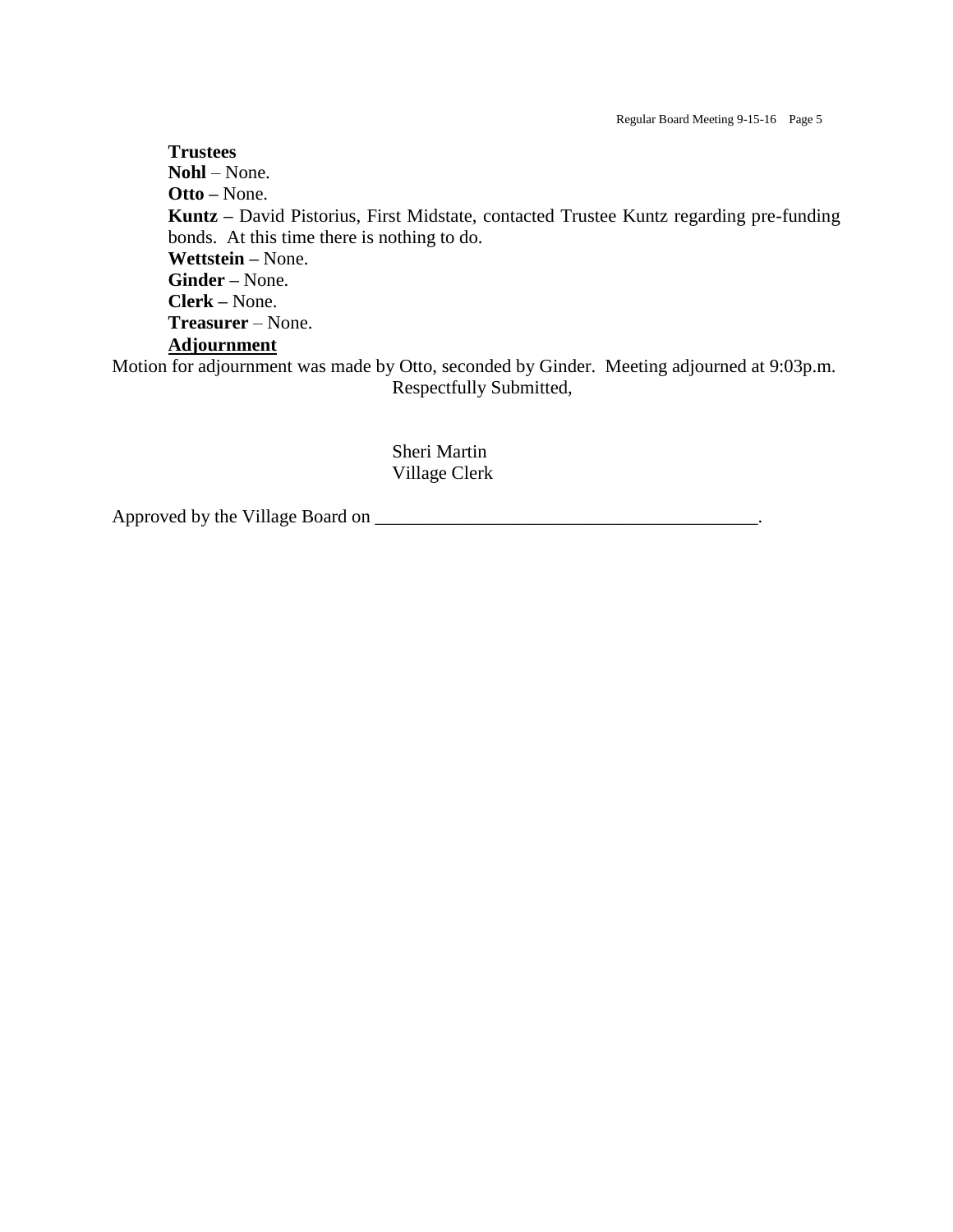**Trustees**

**Nohl** – None.

**Otto –** None.

**Kuntz –** David Pistorius, First Midstate, contacted Trustee Kuntz regarding pre-funding bonds. At this time there is nothing to do.

**Wettstein –** None.

**Ginder –** None.

**Clerk –** None.

**Treasurer** – None.

**Adjournment**

Motion for adjournment was made by Otto, seconded by Ginder. Meeting adjourned at 9:03p.m.

Respectfully Submitted,

Sheri Martin
Village Clerk

Approved by the Village Board on \_\_\_\_\_\_\_\_\_\_\_\_\_\_\_\_\_\_\_\_\_\_\_\_\_\_\_\_\_\_\_\_\_\_\_\_\_\_\_\_\_\_.